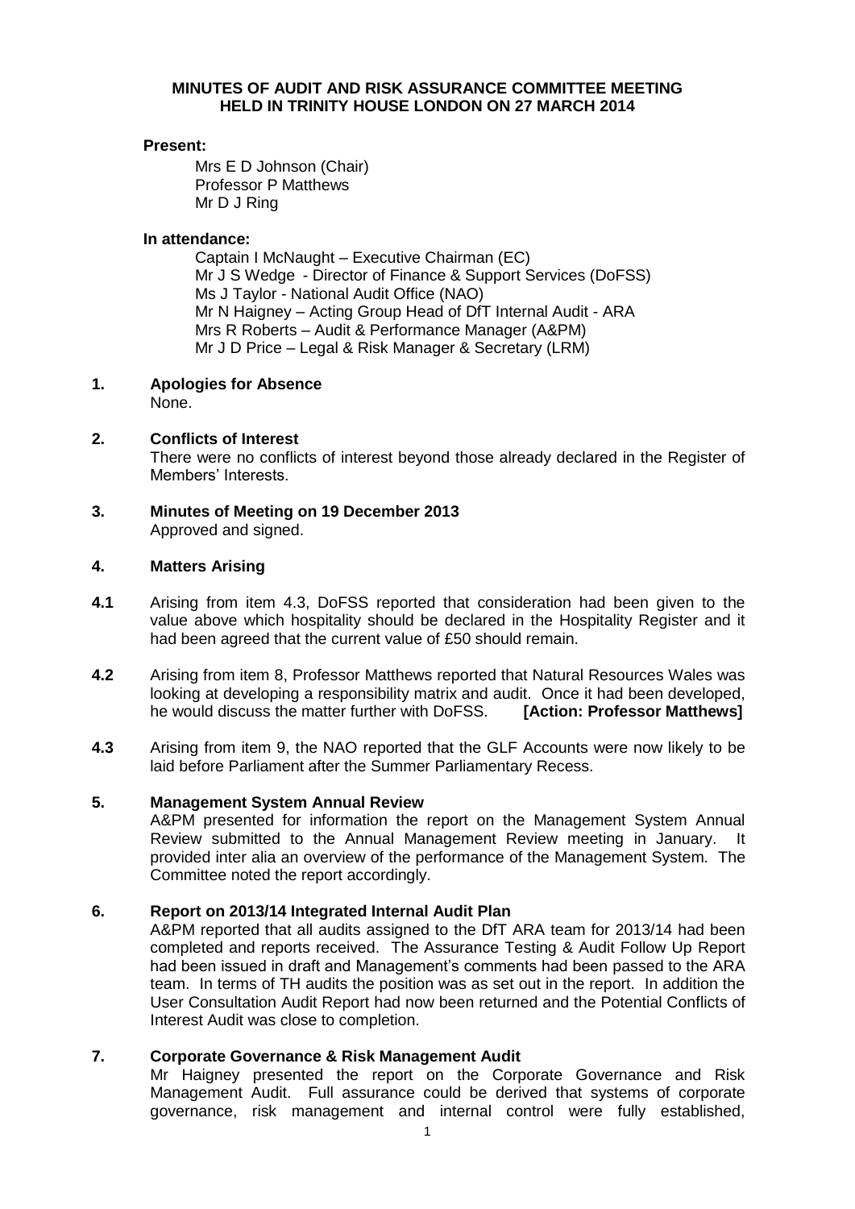**MINUTES OF AUDIT AND RISK ASSURANCE COMMITTEE MEETING HELD IN TRINITY HOUSE LONDON ON 27 MARCH 2014**

**Present:**

Mrs E D Johnson (Chair)
Professor P Matthews
Mr D J Ring

**In attendance:**

Captain I McNaught – Executive Chairman (EC)
Mr J S Wedge - Director of Finance & Support Services (DoFSS)
Ms J Taylor - National Audit Office (NAO)
Mr N Haigney – Acting Group Head of DfT Internal Audit - ARA
Mrs R Roberts – Audit & Performance Manager (A&PM)
Mr J D Price – Legal & Risk Manager & Secretary (LRM)

**1. Apologies for Absence**

None.

**2. Conflicts of Interest**

There were no conflicts of interest beyond those already declared in the Register of Members' Interests.

**3. Minutes of Meeting on 19 December 2013**

Approved and signed.

**4. Matters Arising**

**4.1** Arising from item 4.3, DoFSS reported that consideration had been given to the value above which hospitality should be declared in the Hospitality Register and it had been agreed that the current value of £50 should remain.

**4.2** Arising from item 8, Professor Matthews reported that Natural Resources Wales was looking at developing a responsibility matrix and audit. Once it had been developed, he would discuss the matter further with DoFSS. **[Action: Professor Matthews]**

**4.3** Arising from item 9, the NAO reported that the GLF Accounts were now likely to be laid before Parliament after the Summer Parliamentary Recess.

**5. Management System Annual Review**

A&PM presented for information the report on the Management System Annual Review submitted to the Annual Management Review meeting in January. It provided inter alia an overview of the performance of the Management System. The Committee noted the report accordingly.

**6. Report on 2013/14 Integrated Internal Audit Plan**

A&PM reported that all audits assigned to the DfT ARA team for 2013/14 had been completed and reports received. The Assurance Testing & Audit Follow Up Report had been issued in draft and Management's comments had been passed to the ARA team. In terms of TH audits the position was as set out in the report. In addition the User Consultation Audit Report had now been returned and the Potential Conflicts of Interest Audit was close to completion.

**7. Corporate Governance & Risk Management Audit**

Mr Haigney presented the report on the Corporate Governance and Risk Management Audit. Full assurance could be derived that systems of corporate governance, risk management and internal control were fully established,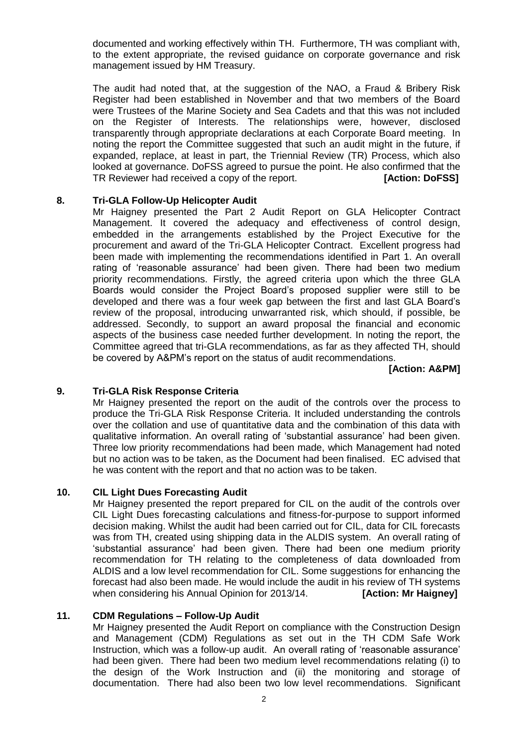documented and working effectively within TH. Furthermore, TH was compliant with, to the extent appropriate, the revised guidance on corporate governance and risk management issued by HM Treasury.

The audit had noted that, at the suggestion of the NAO, a Fraud & Bribery Risk Register had been established in November and that two members of the Board were Trustees of the Marine Society and Sea Cadets and that this was not included on the Register of Interests. The relationships were, however, disclosed transparently through appropriate declarations at each Corporate Board meeting. In noting the report the Committee suggested that such an audit might in the future, if expanded, replace, at least in part, the Triennial Review (TR) Process, which also looked at governance. DoFSS agreed to pursue the point. He also confirmed that the TR Reviewer had received a copy of the report. **[Action: DoFSS]**

## 8. Tri-GLA Follow-Up Helicopter Audit

Mr Haigney presented the Part 2 Audit Report on GLA Helicopter Contract Management. It covered the adequacy and effectiveness of control design, embedded in the arrangements established by the Project Executive for the procurement and award of the Tri-GLA Helicopter Contract. Excellent progress had been made with implementing the recommendations identified in Part 1. An overall rating of 'reasonable assurance' had been given. There had been two medium priority recommendations. Firstly, the agreed criteria upon which the three GLA Boards would consider the Project Board's proposed supplier were still to be developed and there was a four week gap between the first and last GLA Board's review of the proposal, introducing unwarranted risk, which should, if possible, be addressed. Secondly, to support an award proposal the financial and economic aspects of the business case needed further development. In noting the report, the Committee agreed that tri-GLA recommendations, as far as they affected TH, should be covered by A&PM's report on the status of audit recommendations.

**[Action: A&PM]**

## 9. Tri-GLA Risk Response Criteria

Mr Haigney presented the report on the audit of the controls over the process to produce the Tri-GLA Risk Response Criteria. It included understanding the controls over the collation and use of quantitative data and the combination of this data with qualitative information. An overall rating of 'substantial assurance' had been given. Three low priority recommendations had been made, which Management had noted but no action was to be taken, as the Document had been finalised. EC advised that he was content with the report and that no action was to be taken.

## 10. CIL Light Dues Forecasting Audit

Mr Haigney presented the report prepared for CIL on the audit of the controls over CIL Light Dues forecasting calculations and fitness-for-purpose to support informed decision making. Whilst the audit had been carried out for CIL, data for CIL forecasts was from TH, created using shipping data in the ALDIS system. An overall rating of 'substantial assurance' had been given. There had been one medium priority recommendation for TH relating to the completeness of data downloaded from ALDIS and a low level recommendation for CIL. Some suggestions for enhancing the forecast had also been made. He would include the audit in his review of TH systems when considering his Annual Opinion for 2013/14. **[Action: Mr Haigney]**

## 11. CDM Regulations – Follow-Up Audit

Mr Haigney presented the Audit Report on compliance with the Construction Design and Management (CDM) Regulations as set out in the TH CDM Safe Work Instruction, which was a follow-up audit. An overall rating of 'reasonable assurance' had been given. There had been two medium level recommendations relating (i) to the design of the Work Instruction and (ii) the monitoring and storage of documentation. There had also been two low level recommendations. Significant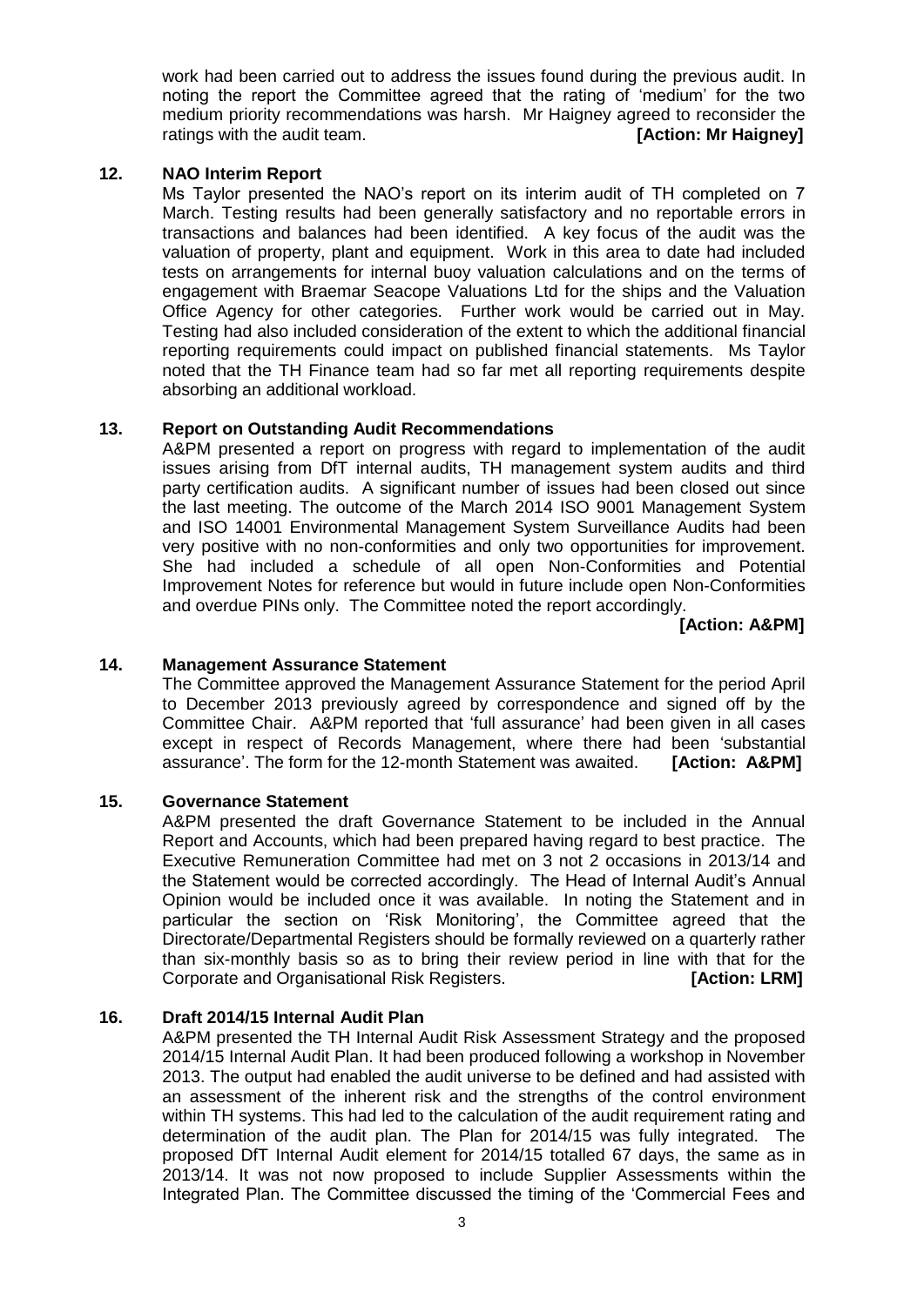work had been carried out to address the issues found during the previous audit. In noting the report the Committee agreed that the rating of 'medium' for the two medium priority recommendations was harsh. Mr Haigney agreed to reconsider the ratings with the audit team. **[Action: Mr Haigney]**

**12. NAO Interim Report**

Ms Taylor presented the NAO's report on its interim audit of TH completed on 7 March. Testing results had been generally satisfactory and no reportable errors in transactions and balances had been identified. A key focus of the audit was the valuation of property, plant and equipment. Work in this area to date had included tests on arrangements for internal buoy valuation calculations and on the terms of engagement with Braemar Seacope Valuations Ltd for the ships and the Valuation Office Agency for other categories. Further work would be carried out in May. Testing had also included consideration of the extent to which the additional financial reporting requirements could impact on published financial statements. Ms Taylor noted that the TH Finance team had so far met all reporting requirements despite absorbing an additional workload.

**13. Report on Outstanding Audit Recommendations**

A&PM presented a report on progress with regard to implementation of the audit issues arising from DfT internal audits, TH management system audits and third party certification audits. A significant number of issues had been closed out since the last meeting. The outcome of the March 2014 ISO 9001 Management System and ISO 14001 Environmental Management System Surveillance Audits had been very positive with no non-conformities and only two opportunities for improvement. She had included a schedule of all open Non-Conformities and Potential Improvement Notes for reference but would in future include open Non-Conformities and overdue PINs only. The Committee noted the report accordingly.

**[Action: A&PM]**

**14. Management Assurance Statement**

The Committee approved the Management Assurance Statement for the period April to December 2013 previously agreed by correspondence and signed off by the Committee Chair. A&PM reported that 'full assurance' had been given in all cases except in respect of Records Management, where there had been 'substantial assurance'. The form for the 12-month Statement was awaited. **[Action: A&PM]**

**15. Governance Statement**

A&PM presented the draft Governance Statement to be included in the Annual Report and Accounts, which had been prepared having regard to best practice. The Executive Remuneration Committee had met on 3 not 2 occasions in 2013/14 and the Statement would be corrected accordingly. The Head of Internal Audit's Annual Opinion would be included once it was available. In noting the Statement and in particular the section on 'Risk Monitoring', the Committee agreed that the Directorate/Departmental Registers should be formally reviewed on a quarterly rather than six-monthly basis so as to bring their review period in line with that for the Corporate and Organisational Risk Registers. **[Action: LRM]**

**16. Draft 2014/15 Internal Audit Plan**

A&PM presented the TH Internal Audit Risk Assessment Strategy and the proposed 2014/15 Internal Audit Plan. It had been produced following a workshop in November 2013. The output had enabled the audit universe to be defined and had assisted with an assessment of the inherent risk and the strengths of the control environment within TH systems. This had led to the calculation of the audit requirement rating and determination of the audit plan. The Plan for 2014/15 was fully integrated. The proposed DfT Internal Audit element for 2014/15 totalled 67 days, the same as in 2013/14. It was not now proposed to include Supplier Assessments within the Integrated Plan. The Committee discussed the timing of the 'Commercial Fees and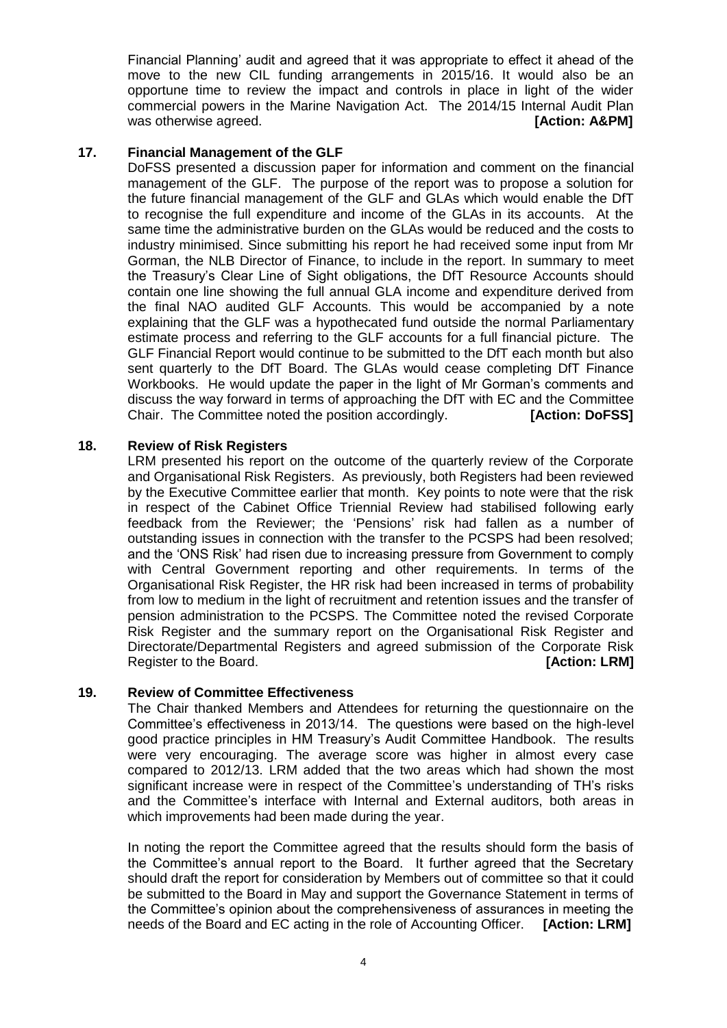Financial Planning' audit and agreed that it was appropriate to effect it ahead of the move to the new CIL funding arrangements in 2015/16. It would also be an opportune time to review the impact and controls in place in light of the wider commercial powers in the Marine Navigation Act. The 2014/15 Internal Audit Plan was otherwise agreed. **[Action: A&PM]**

**17. Financial Management of the GLF**

DoFSS presented a discussion paper for information and comment on the financial management of the GLF. The purpose of the report was to propose a solution for the future financial management of the GLF and GLAs which would enable the DfT to recognise the full expenditure and income of the GLAs in its accounts. At the same time the administrative burden on the GLAs would be reduced and the costs to industry minimised. Since submitting his report he had received some input from Mr Gorman, the NLB Director of Finance, to include in the report. In summary to meet the Treasury's Clear Line of Sight obligations, the DfT Resource Accounts should contain one line showing the full annual GLA income and expenditure derived from the final NAO audited GLF Accounts. This would be accompanied by a note explaining that the GLF was a hypothecated fund outside the normal Parliamentary estimate process and referring to the GLF accounts for a full financial picture. The GLF Financial Report would continue to be submitted to the DfT each month but also sent quarterly to the DfT Board. The GLAs would cease completing DfT Finance Workbooks. He would update the paper in the light of Mr Gorman's comments and discuss the way forward in terms of approaching the DfT with EC and the Committee Chair. The Committee noted the position accordingly. **[Action: DoFSS]**

**18. Review of Risk Registers**

LRM presented his report on the outcome of the quarterly review of the Corporate and Organisational Risk Registers. As previously, both Registers had been reviewed by the Executive Committee earlier that month. Key points to note were that the risk in respect of the Cabinet Office Triennial Review had stabilised following early feedback from the Reviewer; the 'Pensions' risk had fallen as a number of outstanding issues in connection with the transfer to the PCSPS had been resolved; and the 'ONS Risk' had risen due to increasing pressure from Government to comply with Central Government reporting and other requirements. In terms of the Organisational Risk Register, the HR risk had been increased in terms of probability from low to medium in the light of recruitment and retention issues and the transfer of pension administration to the PCSPS. The Committee noted the revised Corporate Risk Register and the summary report on the Organisational Risk Register and Directorate/Departmental Registers and agreed submission of the Corporate Risk Register to the Board. **[Action: LRM]**

**19. Review of Committee Effectiveness**

The Chair thanked Members and Attendees for returning the questionnaire on the Committee's effectiveness in 2013/14. The questions were based on the high-level good practice principles in HM Treasury's Audit Committee Handbook. The results were very encouraging. The average score was higher in almost every case compared to 2012/13. LRM added that the two areas which had shown the most significant increase were in respect of the Committee's understanding of TH's risks and the Committee's interface with Internal and External auditors, both areas in which improvements had been made during the year.

In noting the report the Committee agreed that the results should form the basis of the Committee's annual report to the Board. It further agreed that the Secretary should draft the report for consideration by Members out of committee so that it could be submitted to the Board in May and support the Governance Statement in terms of the Committee's opinion about the comprehensiveness of assurances in meeting the needs of the Board and EC acting in the role of Accounting Officer. **[Action: LRM]**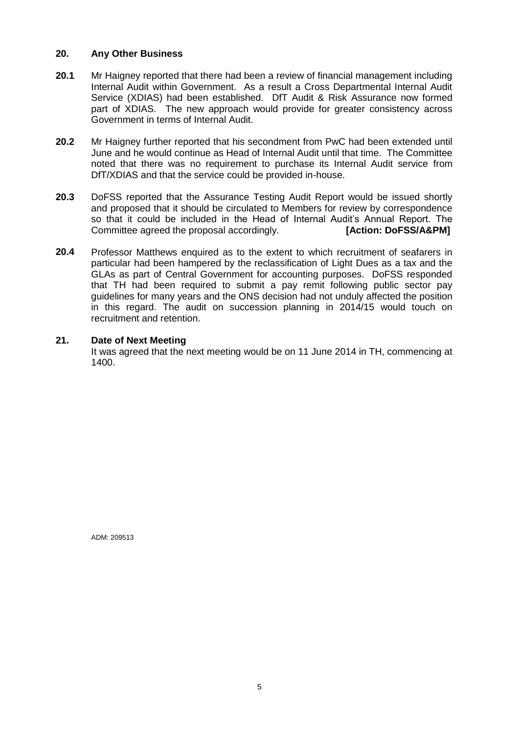## 20. Any Other Business

**20.1** Mr Haigney reported that there had been a review of financial management including Internal Audit within Government. As a result a Cross Departmental Internal Audit Service (XDIAS) had been established. DfT Audit & Risk Assurance now formed part of XDIAS. The new approach would provide for greater consistency across Government in terms of Internal Audit.

**20.2** Mr Haigney further reported that his secondment from PwC had been extended until June and he would continue as Head of Internal Audit until that time. The Committee noted that there was no requirement to purchase its Internal Audit service from DfT/XDIAS and that the service could be provided in-house.

**20.3** DoFSS reported that the Assurance Testing Audit Report would be issued shortly and proposed that it should be circulated to Members for review by correspondence so that it could be included in the Head of Internal Audit's Annual Report. The Committee agreed the proposal accordingly. **[Action: DoFSS/A&PM]**

**20.4** Professor Matthews enquired as to the extent to which recruitment of seafarers in particular had been hampered by the reclassification of Light Dues as a tax and the GLAs as part of Central Government for accounting purposes. DoFSS responded that TH had been required to submit a pay remit following public sector pay guidelines for many years and the ONS decision had not unduly affected the position in this regard. The audit on succession planning in 2014/15 would touch on recruitment and retention.

## 21. Date of Next Meeting

It was agreed that the next meeting would be on 11 June 2014 in TH, commencing at 1400.

ADM: 209513